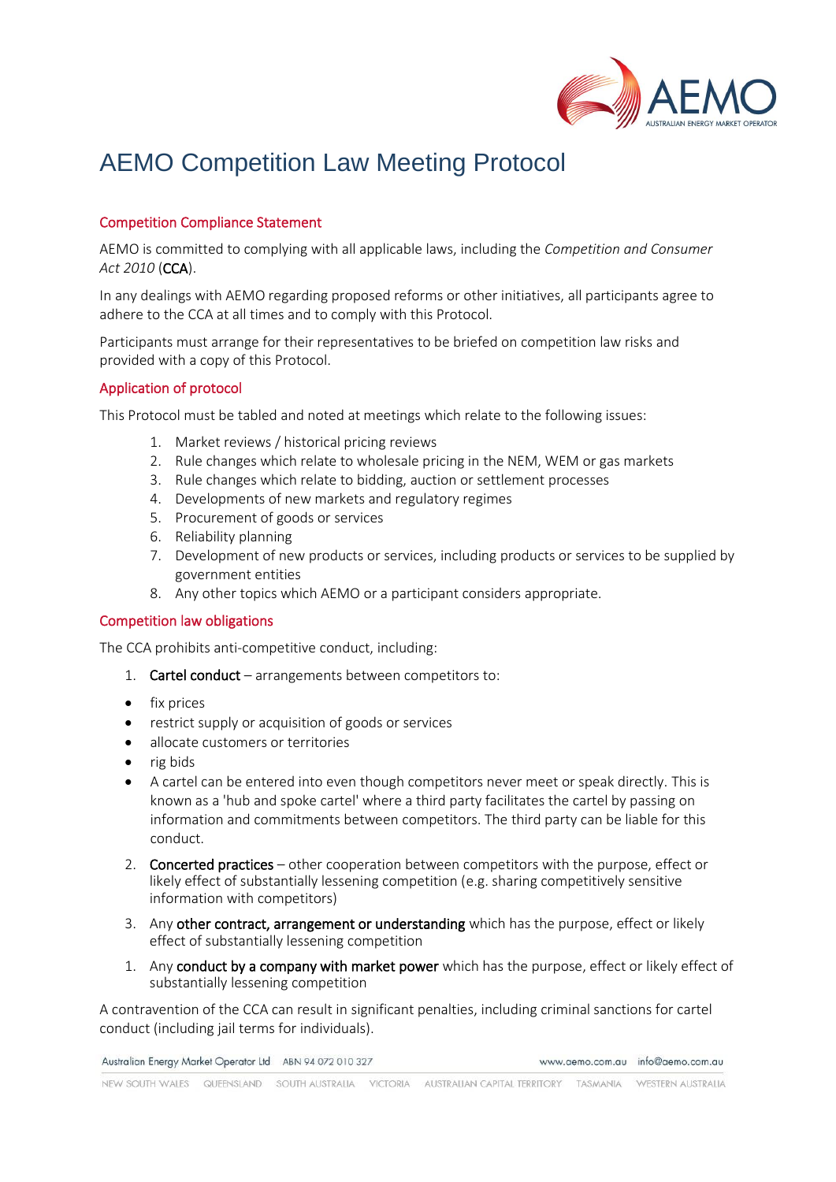# AEMO Competition Law Meeting Protocol

## Competition Compliance Statement

AEMO is committed to complying with all applicable laws, including the *Competition and Consumer Act 2010* (**CCA**).

In any dealings with AEMO regarding proposed reforms or other initiatives, all participants agree to adhere to the CCA at all times and to comply with this Protocol.

Participants must arrange for their representatives to be briefed on competition law risks and provided with a copy of this Protocol.

## Application of protocol

This Protocol must be tabled and noted at meetings which relate to the following issues:

1. Market reviews / historical pricing reviews
2. Rule changes which relate to wholesale pricing in the NEM, WEM or gas markets
3. Rule changes which relate to bidding, auction or settlement processes
4. Developments of new markets and regulatory regimes
5. Procurement of goods or services
6. Reliability planning
7. Development of new products or services, including products or services to be supplied by government entities
8. Any other topics which AEMO or a participant considers appropriate.

## Competition law obligations

The CCA prohibits anti-competitive conduct, including:

1. **Cartel conduct** – arrangements between competitors to:

- fix prices
- restrict supply or acquisition of goods or services
- allocate customers or territories
- rig bids
- A cartel can be entered into even though competitors never meet or speak directly. This is known as a 'hub and spoke cartel' where a third party facilitates the cartel by passing on information and commitments between competitors. The third party can be liable for this conduct.

2. **Concerted practices** – other cooperation between competitors with the purpose, effect or likely effect of substantially lessening competition (e.g. sharing competitively sensitive information with competitors)

3. Any **other contract, arrangement or understanding** which has the purpose, effect or likely effect of substantially lessening competition

1. Any **conduct by a company with market power** which has the purpose, effect or likely effect of substantially lessening competition

A contravention of the CCA can result in significant penalties, including criminal sanctions for cartel conduct (including jail terms for individuals).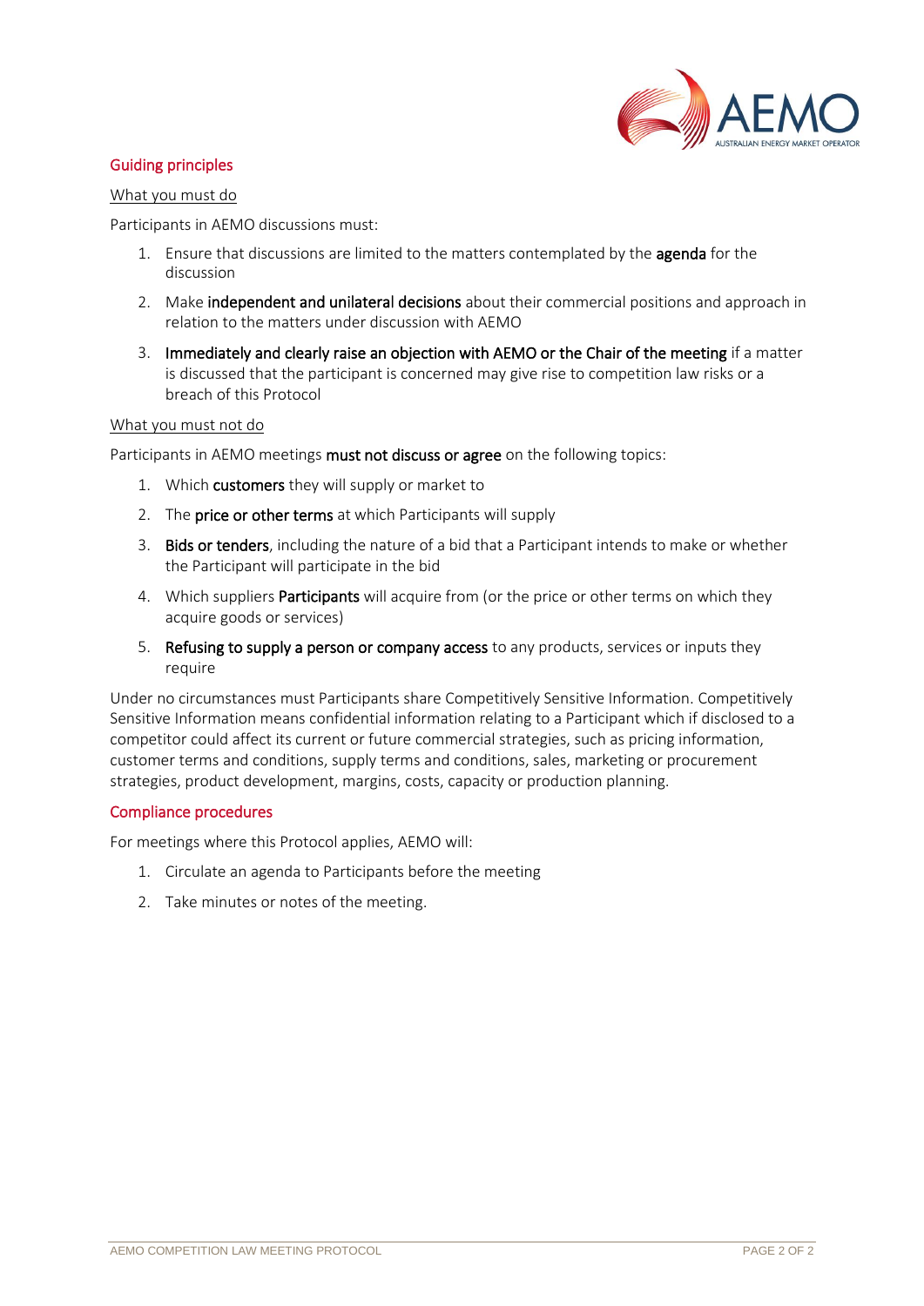## Guiding principles

<u>What you must do</u>

Participants in AEMO discussions must:

1. Ensure that discussions are limited to the matters contemplated by the **agenda** for the discussion
2. Make **independent and unilateral decisions** about their commercial positions and approach in relation to the matters under discussion with AEMO
3. **Immediately and clearly raise an objection with AEMO or the Chair of the meeting** if a matter is discussed that the participant is concerned may give rise to competition law risks or a breach of this Protocol

<u>What you must not do</u>

Participants in AEMO meetings **must not discuss or agree** on the following topics:

1. Which **customers** they will supply or market to
2. The **price or other terms** at which Participants will supply
3. **Bids or tenders**, including the nature of a bid that a Participant intends to make or whether the Participant will participate in the bid
4. Which suppliers **Participants** will acquire from (or the price or other terms on which they acquire goods or services)
5. **Refusing to supply a person or company access** to any products, services or inputs they require

Under no circumstances must Participants share Competitively Sensitive Information. Competitively Sensitive Information means confidential information relating to a Participant which if disclosed to a competitor could affect its current or future commercial strategies, such as pricing information, customer terms and conditions, supply terms and conditions, sales, marketing or procurement strategies, product development, margins, costs, capacity or production planning.

## Compliance procedures

For meetings where this Protocol applies, AEMO will:

1. Circulate an agenda to Participants before the meeting
2. Take minutes or notes of the meeting.